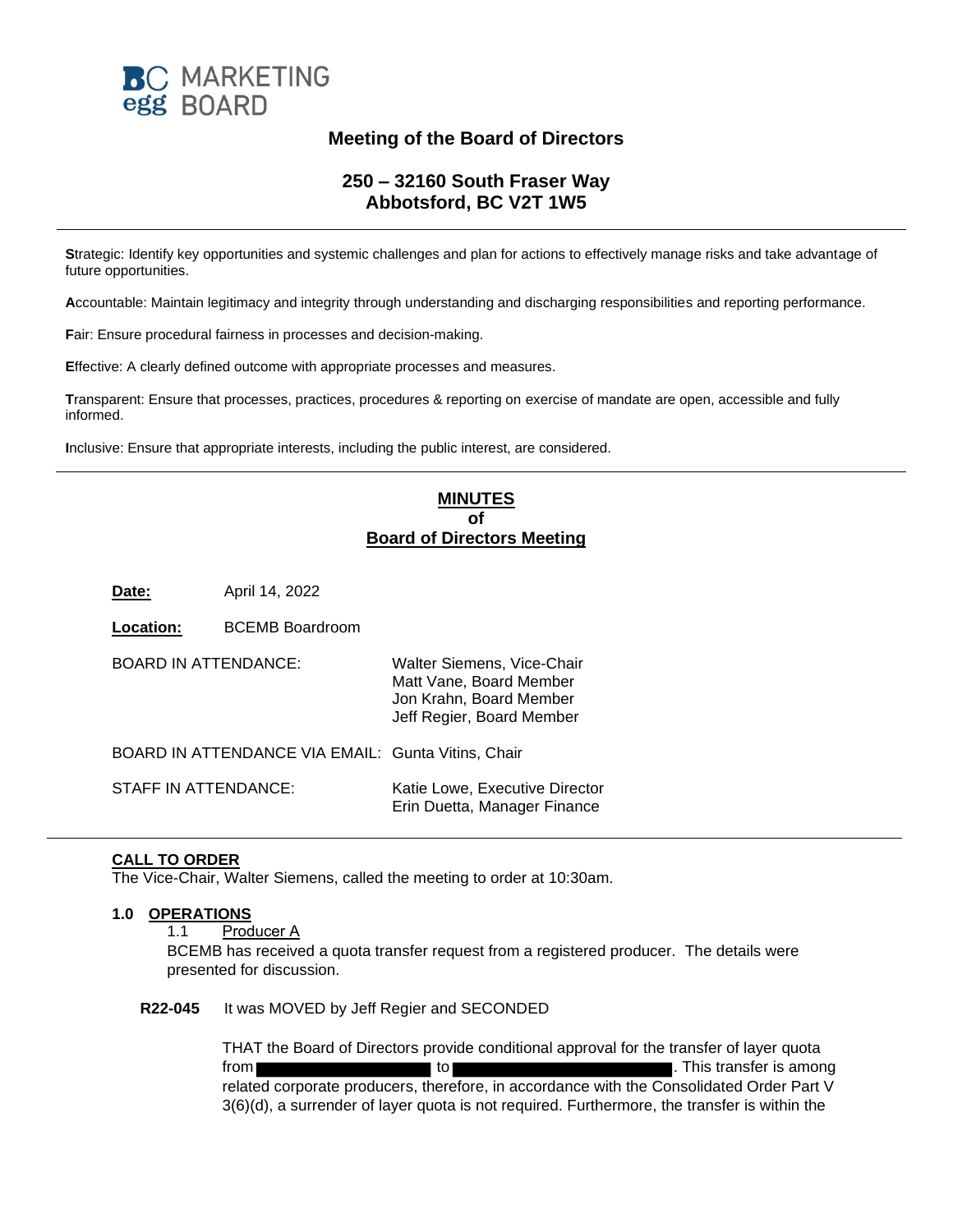BC MARKETING egg BOARD

## Meeting of the Board of Directors

### 250 – 32160 South Fraser Way
### Abbotsford, BC V2T 1W5

---

**S**trategic: Identify key opportunities and systemic challenges and plan for actions to effectively manage risks and take advantage of future opportunities.

**A**ccountable: Maintain legitimacy and integrity through understanding and discharging responsibilities and reporting performance.

**F**air: Ensure procedural fairness in processes and decision-making.

**E**ffective: A clearly defined outcome with appropriate processes and measures.

**T**ransparent: Ensure that processes, practices, procedures & reporting on exercise of mandate are open, accessible and fully informed.

**I**nclusive: Ensure that appropriate interests, including the public interest, are considered.

---

## MINUTES of Board of Directors Meeting

**Date:** April 14, 2022

**Location:** BCEMB Boardroom

BOARD IN ATTENDANCE:
Walter Siemens, Vice-Chair
Matt Vane, Board Member
Jon Krahn, Board Member
Jeff Regier, Board Member

BOARD IN ATTENDANCE VIA EMAIL: Gunta Vitins, Chair

STAFF IN ATTENDANCE:
Katie Lowe, Executive Director
Erin Duetta, Manager Finance

---

**CALL TO ORDER**

The Vice-Chair, Walter Siemens, called the meeting to order at 10:30am.

### 1.0 OPERATIONS

1.1 Producer A

BCEMB has received a quota transfer request from a registered producer. The details were presented for discussion.

**R22-045** It was MOVED by Jeff Regier and SECONDED

THAT the Board of Directors provide conditional approval for the transfer of layer quota from [redacted] to [redacted]. This transfer is among related corporate producers, therefore, in accordance with the Consolidated Order Part V 3(6)(d), a surrender of layer quota is not required. Furthermore, the transfer is within the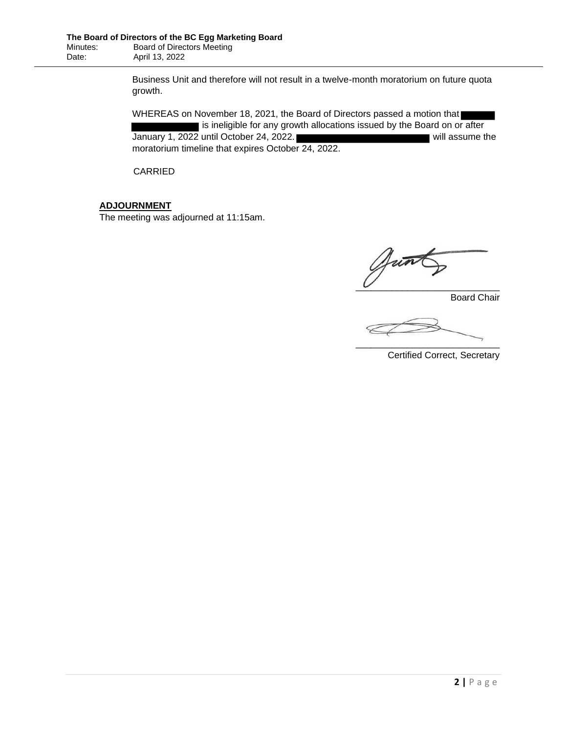Business Unit and therefore will not result in a twelve-month moratorium on future quota growth.

WHEREAS on November 18, 2021, the Board of Directors passed a motion that ███ ███ is ineligible for any growth allocations issued by the Board on or after January 1, 2022 until October 24, 2022. ███ will assume the moratorium timeline that expires October 24, 2022.

CARRIED

**ADJOURNMENT**

The meeting was adjourned at 11:15am.

\_\_\_\_\_\_\_\_\_\_\_\_\_\_\_\_\_\_\_\_\_\_\_\_\_\_\_\_

Board Chair

\_\_\_\_\_\_\_\_\_\_\_\_\_\_\_\_\_\_\_\_\_\_\_\_\_\_\_\_

Certified Correct, Secretary